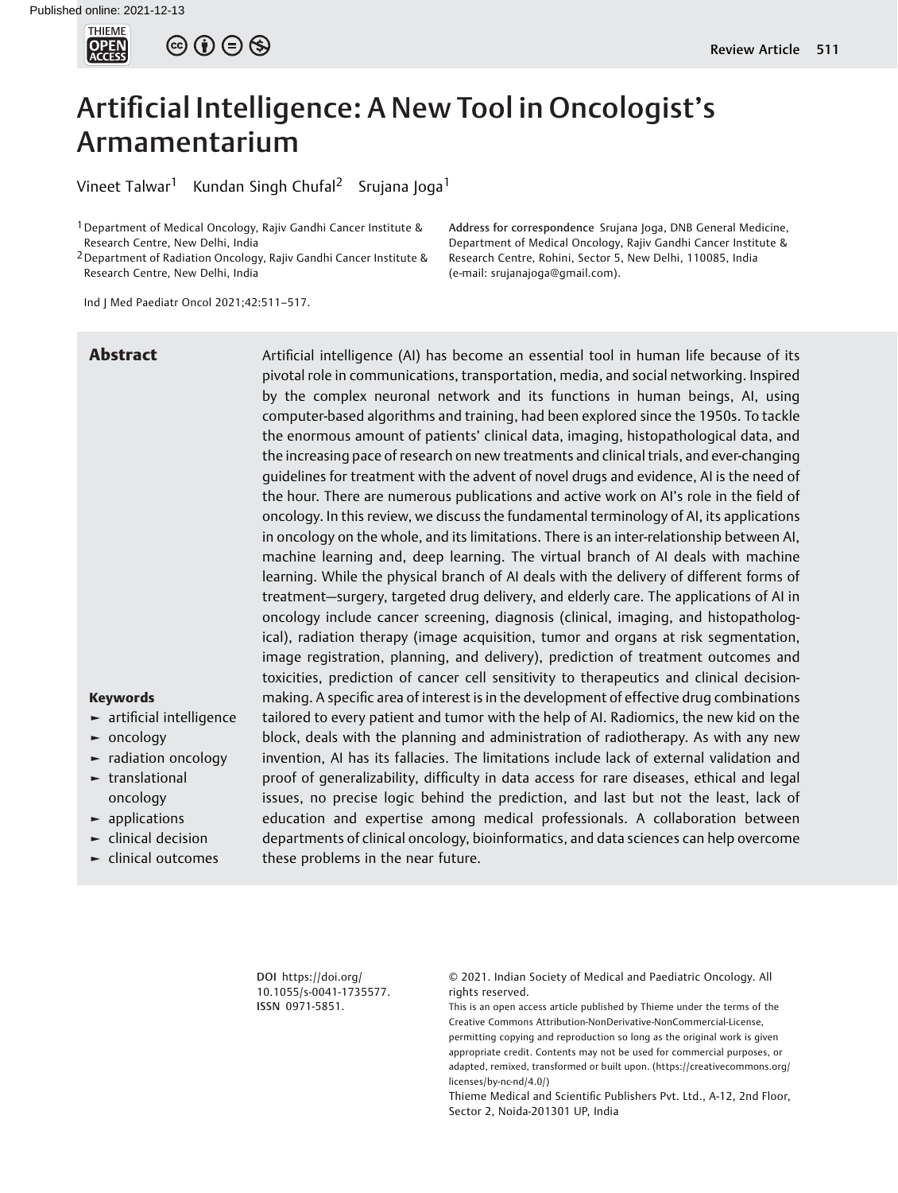# Artificial Intelligence: A New Tool in Oncologist's Armamentarium

Vineet Talwar[1] Kundan Singh Chufal[2] Srujana Joga[1]

[1] Department of Medical Oncology, Rajiv Gandhi Cancer Institute & Research Centre, New Delhi, India

[2] Department of Radiation Oncology, Rajiv Gandhi Cancer Institute & Research Centre, New Delhi, India

**Address for correspondence** Srujana Joga, DNB General Medicine, Department of Medical Oncology, Rajiv Gandhi Cancer Institute & Research Centre, Rohini, Sector 5, New Delhi, 110085, India (e-mail: srujanajoga@gmail.com).

Ind J Med Paediatr Oncol 2021;42:511–517.

## Abstract

Artificial intelligence (AI) has become an essential tool in human life because of its pivotal role in communications, transportation, media, and social networking. Inspired by the complex neuronal network and its functions in human beings, AI, using computer-based algorithms and training, had been explored since the 1950s. To tackle the enormous amount of patients' clinical data, imaging, histopathological data, and the increasing pace of research on new treatments and clinical trials, and ever-changing guidelines for treatment with the advent of novel drugs and evidence, AI is the need of the hour. There are numerous publications and active work on AI's role in the field of oncology. In this review, we discuss the fundamental terminology of AI, its applications in oncology on the whole, and its limitations. There is an inter-relationship between AI, machine learning and, deep learning. The virtual branch of AI deals with machine learning. While the physical branch of AI deals with the delivery of different forms of treatment—surgery, targeted drug delivery, and elderly care. The applications of AI in oncology include cancer screening, diagnosis (clinical, imaging, and histopathological), radiation therapy (image acquisition, tumor and organs at risk segmentation, image registration, planning, and delivery), prediction of treatment outcomes and toxicities, prediction of cancer cell sensitivity to therapeutics and clinical decision-making. A specific area of interest is in the development of effective drug combinations tailored to every patient and tumor with the help of AI. Radiomics, the new kid on the block, deals with the planning and administration of radiotherapy. As with any new invention, AI has its fallacies. The limitations include lack of external validation and proof of generalizability, difficulty in data access for rare diseases, ethical and legal issues, no precise logic behind the prediction, and last but not the least, lack of education and expertise among medical professionals. A collaboration between departments of clinical oncology, bioinformatics, and data sciences can help overcome these problems in the near future.

**Keywords**

- artificial intelligence
- oncology
- radiation oncology
- translational oncology
- applications
- clinical decision
- clinical outcomes

**DOI** https://doi.org/10.1055/s-0041-1735577.
**ISSN** 0971-5851.

© 2021. Indian Society of Medical and Paediatric Oncology. All rights reserved.

This is an open access article published by Thieme under the terms of the Creative Commons Attribution-NonDerivative-NonCommercial-License, permitting copying and reproduction so long as the original work is given appropriate credit. Contents may not be used for commercial purposes, or adapted, remixed, transformed or built upon. (https://creativecommons.org/licenses/by-nc-nd/4.0/)

Thieme Medical and Scientific Publishers Pvt. Ltd., A-12, 2nd Floor, Sector 2, Noida-201301 UP, India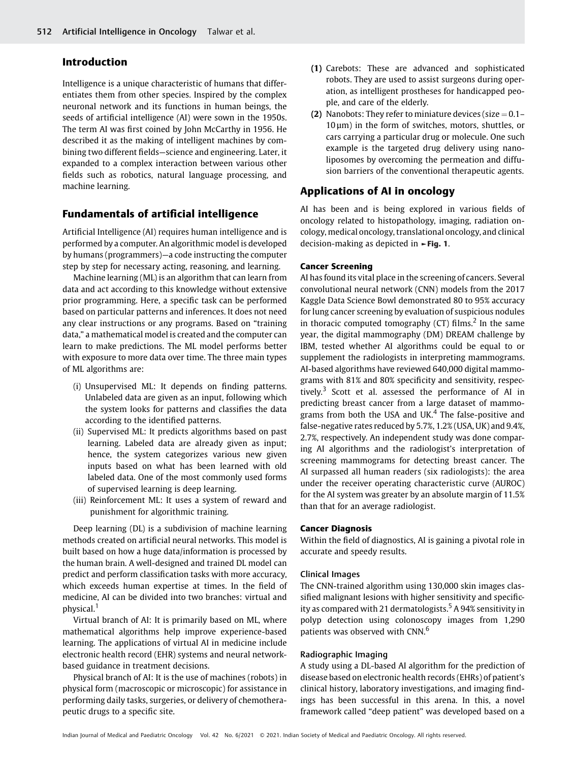## Introduction

Intelligence is a unique characteristic of humans that differentiates them from other species. Inspired by the complex neuronal network and its functions in human beings, the seeds of artificial intelligence (AI) were sown in the 1950s. The term AI was first coined by John McCarthy in 1956. He described it as the making of intelligent machines by combining two different fields—science and engineering. Later, it expanded to a complex interaction between various other fields such as robotics, natural language processing, and machine learning.

## Fundamentals of artificial intelligence

Artificial Intelligence (AI) requires human intelligence and is performed by a computer. An algorithmic model is developed by humans (programmers)—a code instructing the computer step by step for necessary acting, reasoning, and learning.

Machine learning (ML) is an algorithm that can learn from data and act according to this knowledge without extensive prior programming. Here, a specific task can be performed based on particular patterns and inferences. It does not need any clear instructions or any programs. Based on "training data," a mathematical model is created and the computer can learn to make predictions. The ML model performs better with exposure to more data over time. The three main types of ML algorithms are:

- (i) Unsupervised ML: It depends on finding patterns. Unlabeled data are given as an input, following which the system looks for patterns and classifies the data according to the identified patterns.
- (ii) Supervised ML: It predicts algorithms based on past learning. Labeled data are already given as input; hence, the system categorizes various new given inputs based on what has been learned with old labeled data. One of the most commonly used forms of supervised learning is deep learning.
- (iii) Reinforcement ML: It uses a system of reward and punishment for algorithmic training.

Deep learning (DL) is a subdivision of machine learning methods created on artificial neural networks. This model is built based on how a huge data/information is processed by the human brain. A well-designed and trained DL model can predict and perform classification tasks with more accuracy, which exceeds human expertise at times. In the field of medicine, AI can be divided into two branches: virtual and physical.[1]

Virtual branch of AI: It is primarily based on ML, where mathematical algorithms help improve experience-based learning. The applications of virtual AI in medicine include electronic health record (EHR) systems and neural network-based guidance in treatment decisions.

Physical branch of AI: It is the use of machines (robots) in physical form (macroscopic or microscopic) for assistance in performing daily tasks, surgeries, or delivery of chemotherapeutic drugs to a specific site.

- **(1)** Carebots: These are advanced and sophisticated robots. They are used to assist surgeons during operation, as intelligent prostheses for handicapped people, and care of the elderly.
- **(2)** Nanobots: They refer to miniature devices (size = 0.1–10 µm) in the form of switches, motors, shuttles, or cars carrying a particular drug or molecule. One such example is the targeted drug delivery using nanoliposomes by overcoming the permeation and diffusion barriers of the conventional therapeutic agents.

## Applications of AI in oncology

AI has been and is being explored in various fields of oncology related to histopathology, imaging, radiation oncology, medical oncology, translational oncology, and clinical decision-making as depicted in ►**Fig. 1**.

### Cancer Screening

AI has found its vital place in the screening of cancers. Several convolutional neural network (CNN) models from the 2017 Kaggle Data Science Bowl demonstrated 80 to 95% accuracy for lung cancer screening by evaluation of suspicious nodules in thoracic computed tomography (CT) films.[2] In the same year, the digital mammography (DM) DREAM challenge by IBM, tested whether AI algorithms could be equal to or supplement the radiologists in interpreting mammograms. AI-based algorithms have reviewed 640,000 digital mammograms with 81% and 80% specificity and sensitivity, respectively.[3] Scott et al. assessed the performance of AI in predicting breast cancer from a large dataset of mammograms from both the USA and UK.[4] The false-positive and false-negative rates reduced by 5.7%, 1.2% (USA, UK) and 9.4%, 2.7%, respectively. An independent study was done comparing AI algorithms and the radiologist's interpretation of screening mammograms for detecting breast cancer. The AI surpassed all human readers (six radiologists): the area under the receiver operating characteristic curve (AUROC) for the AI system was greater by an absolute margin of 11.5% than that for an average radiologist.

### Cancer Diagnosis

Within the field of diagnostics, AI is gaining a pivotal role in accurate and speedy results.

#### Clinical Images

The CNN-trained algorithm using 130,000 skin images classified malignant lesions with higher sensitivity and specificity as compared with 21 dermatologists.[5] A 94% sensitivity in polyp detection using colonoscopy images from 1,290 patients was observed with CNN.[6]

#### Radiographic Imaging

A study using a DL-based AI algorithm for the prediction of disease based on electronic health records (EHRs) of patient's clinical history, laboratory investigations, and imaging findings has been successful in this arena. In this, a novel framework called "deep patient" was developed based on a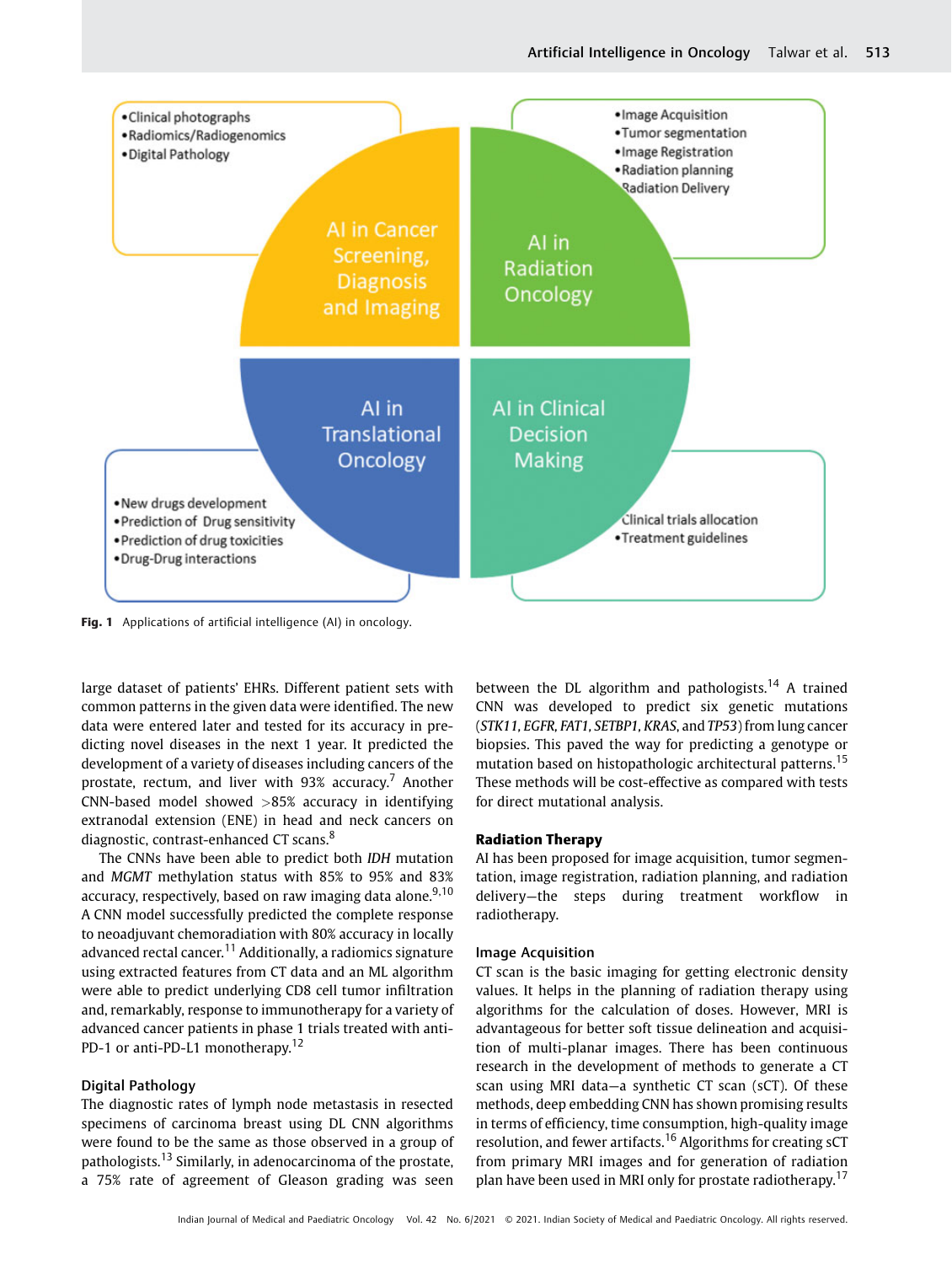- Clinical photographs
- Radiomics/Radiogenomics
- Digital Pathology

AI in Cancer Screening, Diagnosis and Imaging

- Image Acquisition
- Tumor segmentation
- Image Registration
- Radiation planning
- Radiation Delivery

AI in Radiation Oncology

AI in Translational Oncology

- New drugs development
- Prediction of Drug sensitivity
- Prediction of drug toxicities
- Drug-Drug interactions

AI in Clinical Decision Making

- Clinical trials allocation
- Treatment guidelines

**Fig. 1** Applications of artificial intelligence (AI) in oncology.

large dataset of patients' EHRs. Different patient sets with common patterns in the given data were identified. The new data were entered later and tested for its accuracy in predicting novel diseases in the next 1 year. It predicted the development of a variety of diseases including cancers of the prostate, rectum, and liver with 93% accuracy.[7] Another CNN-based model showed >85% accuracy in identifying extranodal extension (ENE) in head and neck cancers on diagnostic, contrast-enhanced CT scans.[8]

The CNNs have been able to predict both *IDH* mutation and *MGMT* methylation status with 85% to 95% and 83% accuracy, respectively, based on raw imaging data alone.[9,10] A CNN model successfully predicted the complete response to neoadjuvant chemoradiation with 80% accuracy in locally advanced rectal cancer.[11] Additionally, a radiomics signature using extracted features from CT data and an ML algorithm were able to predict underlying CD8 cell tumor infiltration and, remarkably, response to immunotherapy for a variety of advanced cancer patients in phase 1 trials treated with anti-PD-1 or anti-PD-L1 monotherapy.[12]

### Digital Pathology

The diagnostic rates of lymph node metastasis in resected specimens of carcinoma breast using DL CNN algorithms were found to be the same as those observed in a group of pathologists.[13] Similarly, in adenocarcinoma of the prostate, a 75% rate of agreement of Gleason grading was seen between the DL algorithm and pathologists.[14] A trained CNN was developed to predict six genetic mutations (*STK11*, *EGFR*, *FAT1*, *SETBP1*, *KRAS*, and *TP53*) from lung cancer biopsies. This paved the way for predicting a genotype or mutation based on histopathologic architectural patterns.[15] These methods will be cost-effective as compared with tests for direct mutational analysis.

## Radiation Therapy

AI has been proposed for image acquisition, tumor segmentation, image registration, radiation planning, and radiation delivery—the steps during treatment workflow in radiotherapy.

### Image Acquisition

CT scan is the basic imaging for getting electronic density values. It helps in the planning of radiation therapy using algorithms for the calculation of doses. However, MRI is advantageous for better soft tissue delineation and acquisition of multi-planar images. There has been continuous research in the development of methods to generate a CT scan using MRI data—a synthetic CT scan (sCT). Of these methods, deep embedding CNN has shown promising results in terms of efficiency, time consumption, high-quality image resolution, and fewer artifacts.[16] Algorithms for creating sCT from primary MRI images and for generation of radiation plan have been used in MRI only for prostate radiotherapy.[17]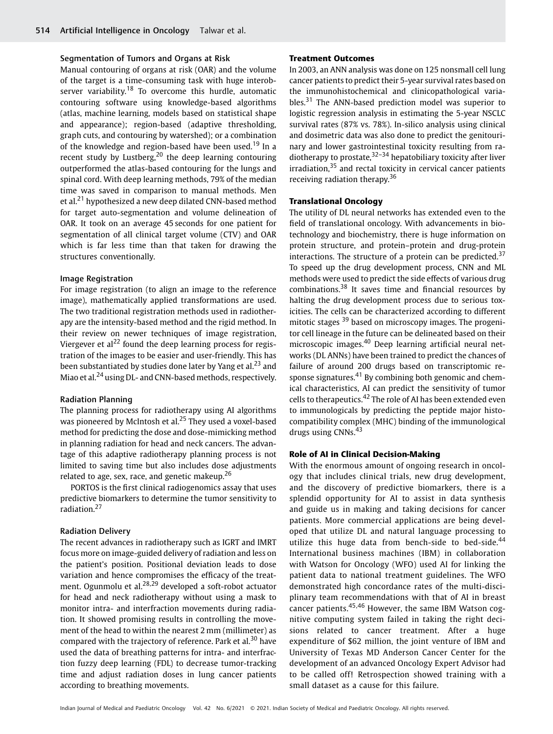### Segmentation of Tumors and Organs at Risk

Manual contouring of organs at risk (OAR) and the volume of the target is a time-consuming task with huge interobserver variability.[18] To overcome this hurdle, automatic contouring software using knowledge-based algorithms (atlas, machine learning, models based on statistical shape and appearance); region-based (adaptive thresholding, graph cuts, and contouring by watershed); or a combination of the knowledge and region-based have been used.[19] In a recent study by Lustberg,[20] the deep learning contouring outperformed the atlas-based contouring for the lungs and spinal cord. With deep learning methods, 79% of the median time was saved in comparison to manual methods. Men et al.[21] hypothesized a new deep dilated CNN-based method for target auto-segmentation and volume delineation of OAR. It took on an average 45 seconds for one patient for segmentation of all clinical target volume (CTV) and OAR which is far less time than that taken for drawing the structures conventionally.

### Image Registration

For image registration (to align an image to the reference image), mathematically applied transformations are used. The two traditional registration methods used in radiotherapy are the intensity-based method and the rigid method. In their review on newer techniques of image registration, Viergever et al[22] found the deep learning process for registration of the images to be easier and user-friendly. This has been substantiated by studies done later by Yang et al.[23] and Miao et al.[24] using DL- and CNN-based methods, respectively.

### Radiation Planning

The planning process for radiotherapy using AI algorithms was pioneered by McIntosh et al.[25] They used a voxel-based method for predicting the dose and dose-mimicking method in planning radiation for head and neck cancers. The advantage of this adaptive radiotherapy planning process is not limited to saving time but also includes dose adjustments related to age, sex, race, and genetic makeup.[26]

PORTOS is the first clinical radiogenomics assay that uses predictive biomarkers to determine the tumor sensitivity to radiation.[27]

### Radiation Delivery

The recent advances in radiotherapy such as IGRT and IMRT focus more on image-guided delivery of radiation and less on the patient's position. Positional deviation leads to dose variation and hence compromises the efficacy of the treatment. Ogunmolu et al.[28,29] developed a soft-robot actuator for head and neck radiotherapy without using a mask to monitor intra- and interfraction movements during radiation. It showed promising results in controlling the movement of the head to within the nearest 2 mm (millimeter) as compared with the trajectory of reference. Park et al.[30] have used the data of breathing patterns for intra- and interfraction fuzzy deep learning (FDL) to decrease tumor-tracking time and adjust radiation doses in lung cancer patients according to breathing movements.

## Treatment Outcomes

In 2003, an ANN analysis was done on 125 nonsmall cell lung cancer patients to predict their 5-year survival rates based on the immunohistochemical and clinicopathological variables.[31] The ANN-based prediction model was superior to logistic regression analysis in estimating the 5-year NSCLC survival rates (87% vs. 78%). In-silico analysis using clinical and dosimetric data was also done to predict the genitourinary and lower gastrointestinal toxicity resulting from radiotherapy to prostate,[32–34] hepatobiliary toxicity after liver irradiation,[35] and rectal toxicity in cervical cancer patients receiving radiation therapy.[36]

## Translational Oncology

The utility of DL neural networks has extended even to the field of translational oncology. With advancements in biotechnology and biochemistry, there is huge information on protein structure, and protein–protein and drug-protein interactions. The structure of a protein can be predicted.[37] To speed up the drug development process, CNN and ML methods were used to predict the side effects of various drug combinations.[38] It saves time and financial resources by halting the drug development process due to serious toxicities. The cells can be characterized according to different mitotic stages [39] based on microscopy images. The progenitor cell lineage in the future can be delineated based on their microscopic images.[40] Deep learning artificial neural networks (DL ANNs) have been trained to predict the chances of failure of around 200 drugs based on transcriptomic response signatures.[41] By combining both genomic and chemical characteristics, AI can predict the sensitivity of tumor cells to therapeutics.[42] The role of AI has been extended even to immunologicals by predicting the peptide major histocompatibility complex (MHC) binding of the immunological drugs using CNNs.[43]

## Role of AI in Clinical Decision-Making

With the enormous amount of ongoing research in oncology that includes clinical trials, new drug development, and the discovery of predictive biomarkers, there is a splendid opportunity for AI to assist in data synthesis and guide us in making and taking decisions for cancer patients. More commercial applications are being developed that utilize DL and natural language processing to utilize this huge data from bench-side to bed-side.[44] International business machines (IBM) in collaboration with Watson for Oncology (WFO) used AI for linking the patient data to national treatment guidelines. The WFO demonstrated high concordance rates of the multi-disciplinary team recommendations with that of AI in breast cancer patients.[45,46] However, the same IBM Watson cognitive computing system failed in taking the right decisions related to cancer treatment. After a huge expenditure of $62 million, the joint venture of IBM and University of Texas MD Anderson Cancer Center for the development of an advanced Oncology Expert Advisor had to be called off! Retrospection showed training with a small dataset as a cause for this failure.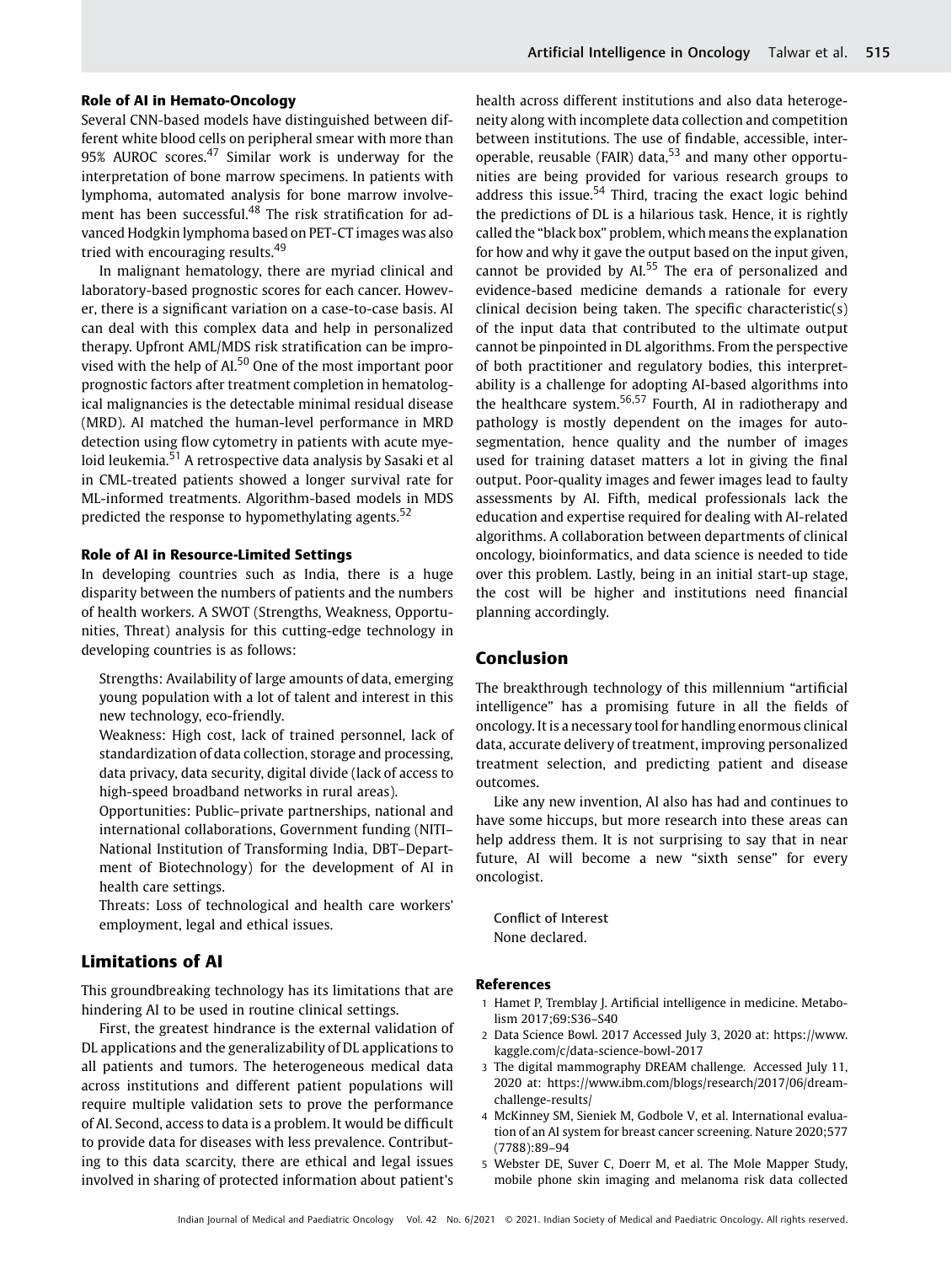### Role of AI in Hemato-Oncology

Several CNN-based models have distinguished between different white blood cells on peripheral smear with more than 95% AUROC scores.[47] Similar work is underway for the interpretation of bone marrow specimens. In patients with lymphoma, automated analysis for bone marrow involvement has been successful.[48] The risk stratification for advanced Hodgkin lymphoma based on PET-CT images was also tried with encouraging results.[49]

In malignant hematology, there are myriad clinical and laboratory-based prognostic scores for each cancer. However, there is a significant variation on a case-to-case basis. AI can deal with this complex data and help in personalized therapy. Upfront AML/MDS risk stratification can be improvised with the help of AI.[50] One of the most important poor prognostic factors after treatment completion in hematological malignancies is the detectable minimal residual disease (MRD). AI matched the human-level performance in MRD detection using flow cytometry in patients with acute myeloid leukemia.[51] A retrospective data analysis by Sasaki et al in CML-treated patients showed a longer survival rate for ML-informed treatments. Algorithm-based models in MDS predicted the response to hypomethylating agents.[52]

### Role of AI in Resource-Limited Settings

In developing countries such as India, there is a huge disparity between the numbers of patients and the numbers of health workers. A SWOT (Strengths, Weakness, Opportunities, Threat) analysis for this cutting-edge technology in developing countries is as follows:

Strengths: Availability of large amounts of data, emerging young population with a lot of talent and interest in this new technology, eco-friendly.

Weakness: High cost, lack of trained personnel, lack of standardization of data collection, storage and processing, data privacy, data security, digital divide (lack of access to high-speed broadband networks in rural areas).

Opportunities: Public–private partnerships, national and international collaborations, Government funding (NITI–National Institution of Transforming India, DBT–Department of Biotechnology) for the development of AI in health care settings.

Threats: Loss of technological and health care workers' employment, legal and ethical issues.

## Limitations of AI

This groundbreaking technology has its limitations that are hindering AI to be used in routine clinical settings.

First, the greatest hindrance is the external validation of DL applications and the generalizability of DL applications to all patients and tumors. The heterogeneous medical data across institutions and different patient populations will require multiple validation sets to prove the performance of AI. Second, access to data is a problem. It would be difficult to provide data for diseases with less prevalence. Contributing to this data scarcity, there are ethical and legal issues involved in sharing of protected information about patient's health across different institutions and also data heterogeneity along with incomplete data collection and competition between institutions. The use of findable, accessible, interoperable, reusable (FAIR) data,[53] and many other opportunities are being provided for various research groups to address this issue.[54] Third, tracing the exact logic behind the predictions of DL is a hilarious task. Hence, it is rightly called the "black box" problem, which means the explanation for how and why it gave the output based on the input given, cannot be provided by AI.[55] The era of personalized and evidence-based medicine demands a rationale for every clinical decision being taken. The specific characteristic(s) of the input data that contributed to the ultimate output cannot be pinpointed in DL algorithms. From the perspective of both practitioner and regulatory bodies, this interpretability is a challenge for adopting AI-based algorithms into the healthcare system.[56,57] Fourth, AI in radiotherapy and pathology is mostly dependent on the images for auto-segmentation, hence quality and the number of images used for training dataset matters a lot in giving the final output. Poor-quality images and fewer images lead to faulty assessments by AI. Fifth, medical professionals lack the education and expertise required for dealing with AI-related algorithms. A collaboration between departments of clinical oncology, bioinformatics, and data science is needed to tide over this problem. Lastly, being in an initial start-up stage, the cost will be higher and institutions need financial planning accordingly.

## Conclusion

The breakthrough technology of this millennium "artificial intelligence" has a promising future in all the fields of oncology. It is a necessary tool for handling enormous clinical data, accurate delivery of treatment, improving personalized treatment selection, and predicting patient and disease outcomes.

Like any new invention, AI also has had and continues to have some hiccups, but more research into these areas can help address them. It is not surprising to say that in near future, AI will become a new "sixth sense" for every oncologist.

Conflict of Interest
None declared.

### References

1 Hamet P, Tremblay J. Artificial intelligence in medicine. Metabolism 2017;69:S36–S40

2 Data Science Bowl. 2017 Accessed July 3, 2020 at: https://www.kaggle.com/c/data-science-bowl-2017

3 The digital mammography DREAM challenge. Accessed July 11, 2020 at: https://www.ibm.com/blogs/research/2017/06/dream-challenge-results/

4 McKinney SM, Sieniek M, Godbole V, et al. International evaluation of an AI system for breast cancer screening. Nature 2020;577 (7788):89–94

5 Webster DE, Suver C, Doerr M, et al. The Mole Mapper Study, mobile phone skin imaging and melanoma risk data collected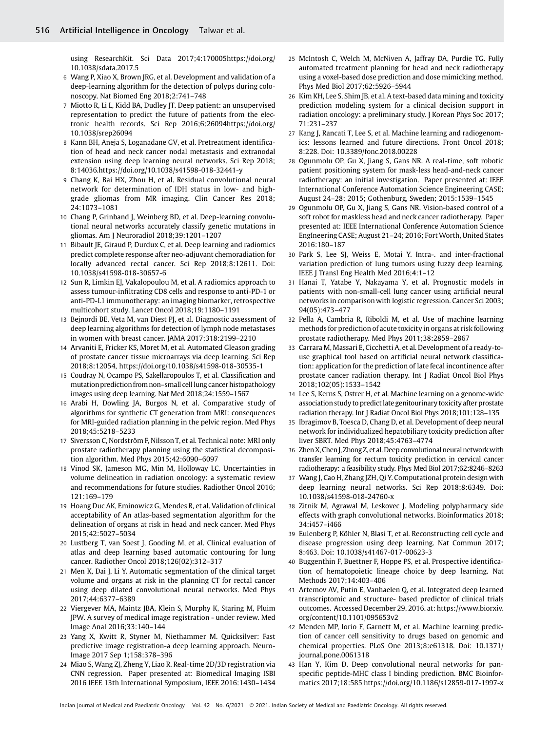using ResearchKit. Sci Data 2017;4:170005https://doi.org/10.1038/sdata.2017.5

6 Wang P, Xiao X, Brown JRG, et al. Development and validation of a deep-learning algorithm for the detection of polyps during colonoscopy. Nat Biomed Eng 2018;2:741–748

7 Miotto R, Li L, Kidd BA, Dudley JT. Deep patient: an unsupervised representation to predict the future of patients from the electronic health records. Sci Rep 2016;6:26094https://doi.org/10.1038/srep26094

8 Kann BH, Aneja S, Loganadane GV, et al. Pretreatment identification of head and neck cancer nodal metastasis and extranodal extension using deep learning neural networks. Sci Rep 2018; 8:14036.https://doi.org/10.1038/s41598-018-32441-y

9 Chang K, Bai HX, Zhou H, et al. Residual convolutional neural network for determination of IDH status in low- and high-grade gliomas from MR imaging. Clin Cancer Res 2018; 24:1073–1081

10 Chang P, Grinband J, Weinberg BD, et al. Deep-learning convolutional neural networks accurately classify genetic mutations in gliomas. Am J Neuroradiol 2018;39:1201–1207

11 Bibault JE, Giraud P, Durdux C, et al. Deep learning and radiomics predict complete response after neo-adjuvant chemoradiation for locally advanced rectal cancer. Sci Rep 2018;8:12611. Doi: 10.1038/s41598-018-30657-6

12 Sun R, Limkin EJ, Vakalopoulou M, et al. A radiomics approach to assess tumour-infiltrating CD8 cells and response to anti-PD-1 or anti-PD-L1 immunotherapy: an imaging biomarker, retrospective multicohort study. Lancet Oncol 2018;19:1180–1191

13 Bejnordi BE, Veta M, van Diest PJ, et al. Diagnostic assessment of deep learning algorithms for detection of lymph node metastases in women with breast cancer. JAMA 2017;318:2199–2210

14 Arvaniti E, Fricker KS, Moret M, et al. Automated Gleason grading of prostate cancer tissue microarrays via deep learning. Sci Rep 2018;8:12054, https://doi.org/10.1038/s41598-018-30535-1

15 Coudray N, Ocampo PS, Sakellaropoulos T, et al. Classification and mutation prediction from non–small cell lung cancer histopathology images using deep learning. Nat Med 2018;24:1559–1567

16 Arabi H, Dowling JA, Burgos N, et al. Comparative study of algorithms for synthetic CT generation from MRI: consequences for MRI-guided radiation planning in the pelvic region. Med Phys 2018;45:5218–5233

17 Siversson C, Nordström F, Nilsson T, et al. Technical note: MRI only prostate radiotherapy planning using the statistical decomposition algorithm. Med Phys 2015;42:6090–6097

18 Vinod SK, Jameson MG, Min M, Holloway LC. Uncertainties in volume delineation in radiation oncology: a systematic review and recommendations for future studies. Radiother Oncol 2016; 121:169–179

19 Hoang Duc AK, Eminowicz G, Mendes R, et al. Validation of clinical acceptability of An atlas-based segmentation algorithm for the delineation of organs at risk in head and neck cancer. Med Phys 2015;42:5027–5034

20 Lustberg T, van Soest J, Gooding M, et al. Clinical evaluation of atlas and deep learning based automatic contouring for lung cancer. Radiother Oncol 2018;126(02):312–317

21 Men K, Dai J, Li Y. Automatic segmentation of the clinical target volume and organs at risk in the planning CT for rectal cancer using deep dilated convolutional neural networks. Med Phys 2017;44:6377–6389

22 Viergever MA, Maintz JBA, Klein S, Murphy K, Staring M, Pluim JPW. A survey of medical image registration - under review. Med Image Anal 2016;33:140–144

23 Yang X, Kwitt R, Styner M, Niethammer M. Quicksilver: Fast predictive image registration-a deep learning approach. NeuroImage 2017 Sep 1;158:378–396

24 Miao S, Wang ZJ, Zheng Y, Liao R. Real-time 2D/3D registration via CNN regression. Paper presented at: Biomedical Imaging ISBI 2016 IEEE 13th International Symposium, IEEE 2016:1430–1434

25 McIntosh C, Welch M, McNiven A, Jaffray DA, Purdie TG. Fully automated treatment planning for head and neck radiotherapy using a voxel-based dose prediction and dose mimicking method. Phys Med Biol 2017;62:5926–5944

26 Kim KH, Lee S, Shim JB, et al. A text-based data mining and toxicity prediction modeling system for a clinical decision support in radiation oncology: a preliminary study. J Korean Phys Soc 2017; 71:231–237

27 Kang J, Rancati T, Lee S, et al. Machine learning and radiogenomics: lessons learned and future directions. Front Oncol 2018; 8:228. Doi: 10.3389/fonc.2018.00228

28 Ogunmolu OP, Gu X, Jiang S, Gans NR. A real-time, soft robotic patient positioning system for mask-less head-and-neck cancer radiotherapy: an initial investigation. Paper presented at: IEEE International Conference Automation Science Engineering CASE; August 24–28; 2015; Gothenburg, Sweden; 2015:1539–1545

29 Ogunmolu OP, Gu X, Jiang S, Gans NR. Vision-based control of a soft robot for maskless head and neck cancer radiotherapy. Paper presented at: IEEE International Conference Automation Science EngIneering CASE; August 21–24; 2016; Fort Worth, United States 2016:180–187

30 Park S, Lee SJ, Weiss E, Motai Y. Intra-. and inter-fractional variation prediction of lung tumors using fuzzy deep learning. IEEE J Transl Eng Health Med 2016;4:1–12

31 Hanai T, Yatabe Y, Nakayama Y, et al. Prognostic models in patients with non-small-cell lung cancer using artificial neural networks in comparison with logistic regression. Cancer Sci 2003; 94(05):473–477

32 Pella A, Cambria R, Riboldi M, et al. Use of machine learning methods for prediction of acute toxicity in organs at risk following prostate radiotherapy. Med Phys 2011;38:2859–2867

33 Carrara M, Massari E, Cicchetti A, et al. Development of a ready-to-use graphical tool based on artificial neural network classification: application for the prediction of late fecal incontinence after prostate cancer radiation therapy. Int J Radiat Oncol Biol Phys 2018;102(05):1533–1542

34 Lee S, Kerns S, Ostrer H, et al. Machine learning on a genome-wide association study to predict late genitourinary toxicity after prostate radiation therapy. Int J Radiat Oncol Biol Phys 2018;101:128–135

35 Ibragimov B, Toesca D, Chang D, et al. Development of deep neural network for individualized hepatobiliary toxicity prediction after liver SBRT. Med Phys 2018;45:4763–4774

36 Zhen X, Chen J, Zhong Z, et al. Deep convolutional neural network with transfer learning for rectum toxicity prediction in cervical cancer radiotherapy: a feasibility study. Phys Med Biol 2017;62:8246–8263

37 Wang J, Cao H, Zhang JZH, Qi Y. Computational protein design with deep learning neural networks. Sci Rep 2018;8:6349. Doi: 10.1038/s41598-018-24760-x

38 Zitnik M, Agrawal M, Leskovec J. Modeling polypharmacy side effects with graph convolutional networks. Bioinformatics 2018; 34:i457–i466

39 Eulenberg P, Köhler N, Blasi T, et al. Reconstructing cell cycle and disease progression using deep learning. Nat Commun 2017; 8:463. Doi: 10.1038/s41467-017-00623-3

40 Buggenthin F, Buettner F, Hoppe PS, et al. Prospective identification of hematopoietic lineage choice by deep learning. Nat Methods 2017;14:403–406

41 Artemov AV, Putin E, Vanhaelen Q, et al. Integrated deep learned transcriptomic and structure- based predictor of clinical trials outcomes. Accessed December 29, 2016. at: https://www.biorxiv.org/content/10.1101/095653v2

42 Menden MP, Iorio F, Garnett M, et al. Machine learning prediction of cancer cell sensitivity to drugs based on genomic and chemical properties. PLoS One 2013;8:e61318. Doi: 10.1371/journal.pone.0061318

43 Han Y, Kim D. Deep convolutional neural networks for pan-specific peptide-MHC class I binding prediction. BMC Bioinformatics 2017;18:585 https://doi.org/10.1186/s12859-017-1997-x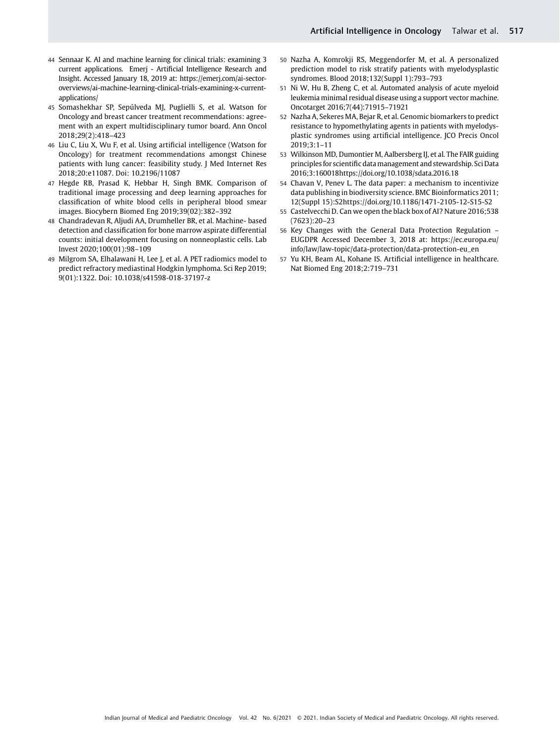44 Sennaar K. AI and machine learning for clinical trials: examining 3 current applications. Emerj - Artificial Intelligence Research and Insight. Accessed January 18, 2019 at: https://emerj.com/ai-sector-overviews/ai-machine-learning-clinical-trials-examining-x-current-applications/

45 Somashekhar SP, Sepúlveda MJ, Puglielli S, et al. Watson for Oncology and breast cancer treatment recommendations: agreement with an expert multidisciplinary tumor board. Ann Oncol 2018;29(2):418–423

46 Liu C, Liu X, Wu F, et al. Using artificial intelligence (Watson for Oncology) for treatment recommendations amongst Chinese patients with lung cancer: feasibility study. J Med Internet Res 2018;20:e11087. Doi: 10.2196/11087

47 Hegde RB, Prasad K, Hebbar H, Singh BMK. Comparison of traditional image processing and deep learning approaches for classification of white blood cells in peripheral blood smear images. Biocybern Biomed Eng 2019;39(02):382–392

48 Chandradevan R, Aljudi AA, Drumheller BR, et al. Machine- based detection and classification for bone marrow aspirate differential counts: initial development focusing on nonneoplastic cells. Lab Invest 2020;100(01):98–109

49 Milgrom SA, Elhalawani H, Lee J, et al. A PET radiomics model to predict refractory mediastinal Hodgkin lymphoma. Sci Rep 2019; 9(01):1322. Doi: 10.1038/s41598-018-37197-z

50 Nazha A, Komrokji RS, Meggendorfer M, et al. A personalized prediction model to risk stratify patients with myelodysplastic syndromes. Blood 2018;132(Suppl 1):793–793

51 Ni W, Hu B, Zheng C, et al. Automated analysis of acute myeloid leukemia minimal residual disease using a support vector machine. Oncotarget 2016;7(44):71915–71921

52 Nazha A, Sekeres MA, Bejar R, et al. Genomic biomarkers to predict resistance to hypomethylating agents in patients with myelodysplastic syndromes using artificial intelligence. JCO Precis Oncol 2019;3:1–11

53 Wilkinson MD, Dumontier M, Aalbersberg IJ, et al. The FAIR guiding principles for scientific data management and stewardship. Sci Data 2016;3:160018https://doi.org/10.1038/sdata.2016.18

54 Chavan V, Penev L. The data paper: a mechanism to incentivize data publishing in biodiversity science. BMC Bioinformatics 2011; 12(Suppl 15):S2https://doi.org/10.1186/1471-2105-12-S15-S2

55 Castelvecchi D. Can we open the black box of AI? Nature 2016;538 (7623):20–23

56 Key Changes with the General Data Protection Regulation – EUGDPR Accessed December 3, 2018 at: https://ec.europa.eu/info/law/law-topic/data-protection/data-protection-eu_en

57 Yu KH, Beam AL, Kohane IS. Artificial intelligence in healthcare. Nat Biomed Eng 2018;2:719–731